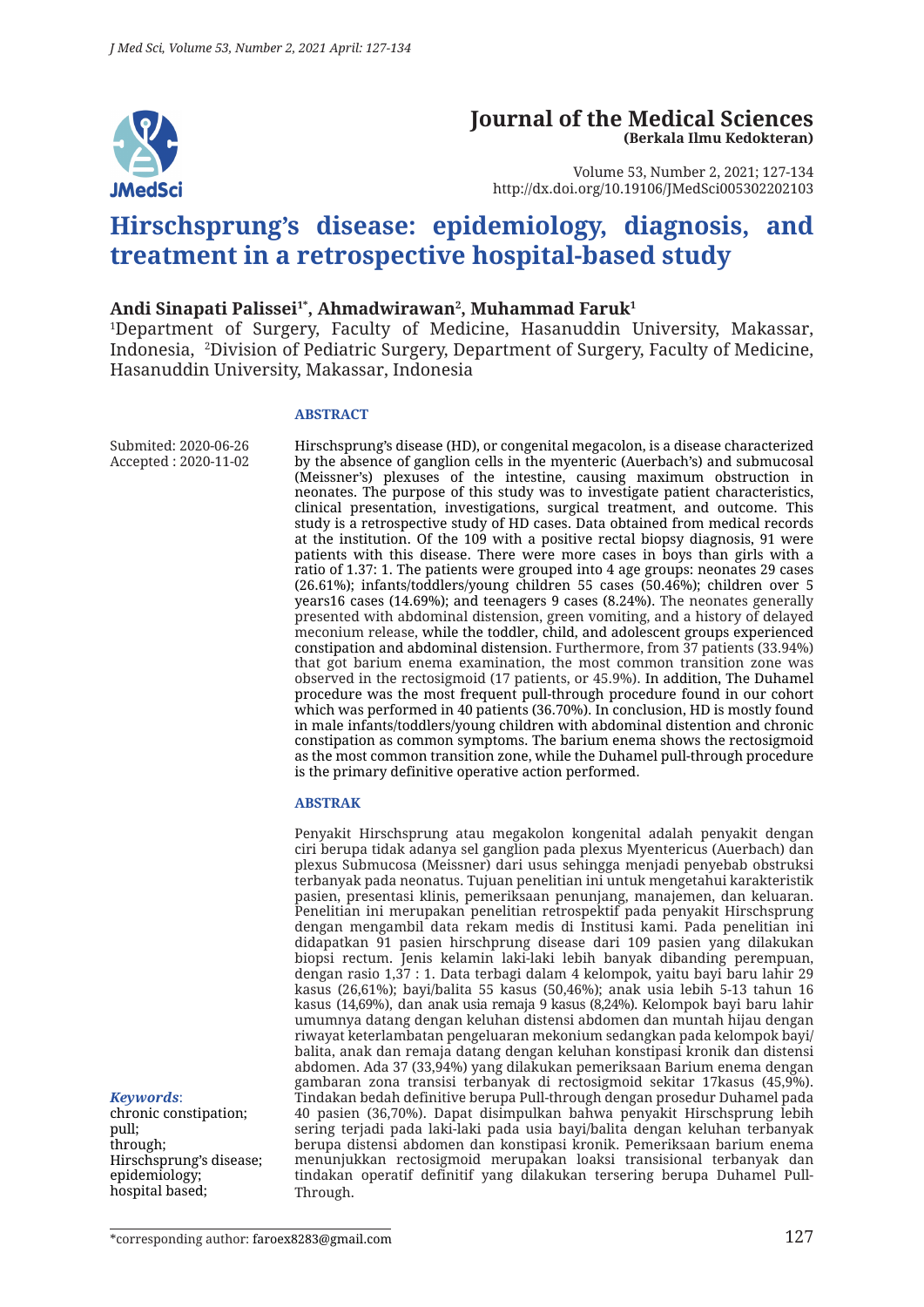# Journal of the Medical Sciences
**(Berkala Ilmu Kedokteran)**

Volume 53, Number 2, 2021; 127-134
http://dx.doi.org/10.19106/JMedSci005302202103

# Hirschsprung's disease: epidemiology, diagnosis, and treatment in a retrospective hospital-based study

**Andi Sinapati Palissei[1*], Ahmadwirawan[2], Muhammad Faruk[1]**

[1]Department of Surgery, Faculty of Medicine, Hasanuddin University, Makassar, Indonesia, [2]Division of Pediatric Surgery, Department of Surgery, Faculty of Medicine, Hasanuddin University, Makassar, Indonesia

Submited: 2020-06-26
Accepted : 2020-11-02

### ABSTRACT

Hirschsprung's disease (HD), or congenital megacolon, is a disease characterized by the absence of ganglion cells in the myenteric (Auerbach's) and submucosal (Meissner's) plexuses of the intestine, causing maximum obstruction in neonates. The purpose of this study was to investigate patient characteristics, clinical presentation, investigations, surgical treatment, and outcome. This study is a retrospective study of HD cases. Data obtained from medical records at the institution. Of the 109 with a positive rectal biopsy diagnosis, 91 were patients with this disease. There were more cases in boys than girls with a ratio of 1.37: 1. The patients were grouped into 4 age groups: neonates 29 cases (26.61%); infants/toddlers/young children 55 cases (50.46%); children over 5 years16 cases (14.69%); and teenagers 9 cases (8.24%). The neonates generally presented with abdominal distension, green vomiting, and a history of delayed meconium release, while the toddler, child, and adolescent groups experienced constipation and abdominal distension. Furthermore, from 37 patients (33.94%) that got barium enema examination, the most common transition zone was observed in the rectosigmoid (17 patients, or 45.9%). In addition, The Duhamel procedure was the most frequent pull-through procedure found in our cohort which was performed in 40 patients (36.70%). In conclusion, HD is mostly found in male infants/toddlers/young children with abdominal distention and chronic constipation as common symptoms. The barium enema shows the rectosigmoid as the most common transition zone, while the Duhamel pull-through procedure is the primary definitive operative action performed.

### ABSTRAK

Penyakit Hirschsprung atau megakolon kongenital adalah penyakit dengan ciri berupa tidak adanya sel ganglion pada plexus Myentericus (Auerbach) dan plexus Submucosa (Meissner) dari usus sehingga menjadi penyebab obstruksi terbanyak pada neonatus. Tujuan penelitian ini untuk mengetahui karakteristik pasien, presentasi klinis, pemeriksaan penunjang, manajemen, dan keluaran. Penelitian ini merupakan penelitian retrospektif pada penyakit Hirschsprung dengan mengambil data rekam medis di Institusi kami. Pada penelitian ini didapatkan 91 pasien hirschprung disease dari 109 pasien yang dilakukan biopsi rectum. Jenis kelamin laki-laki lebih banyak dibanding perempuan, dengan rasio 1,37 : 1. Data terbagi dalam 4 kelompok, yaitu bayi baru lahir 29 kasus (26,61%); bayi/balita 55 kasus (50,46%); anak usia lebih 5-13 tahun 16 kasus (14,69%), dan anak usia remaja 9 kasus (8,24%). Kelompok bayi baru lahir umumnya datang dengan keluhan distensi abdomen dan muntah hijau dengan riwayat keterlambatan pengeluaran mekonium sedangkan pada kelompok bayi/balita, anak dan remaja datang dengan keluhan konstipasi kronik dan distensi abdomen. Ada 37 (33,94%) yang dilakukan pemeriksaan Barium enema dengan gambaran zona transisi terbanyak di rectosigmoid sekitar 17kasus (45,9%). Tindakan bedah definitive berupa Pull-through dengan prosedur Duhamel pada 40 pasien (36,70%). Dapat disimpulkan bahwa penyakit Hirschsprung lebih sering terjadi pada laki-laki pada usia bayi/balita dengan keluhan terbanyak berupa distensi abdomen dan konstipasi kronik. Pemeriksaan barium enema menunjukkan rectosigmoid merupakan loaksi transisional terbanyak dan tindakan operatif definitif yang dilakukan tersering berupa Duhamel Pull-Through.

***Keywords***:
chronic constipation;
pull;
through;
Hirschsprung's disease;
epidemiology;
hospital based;

*corresponding author: faroex8283@gmail.com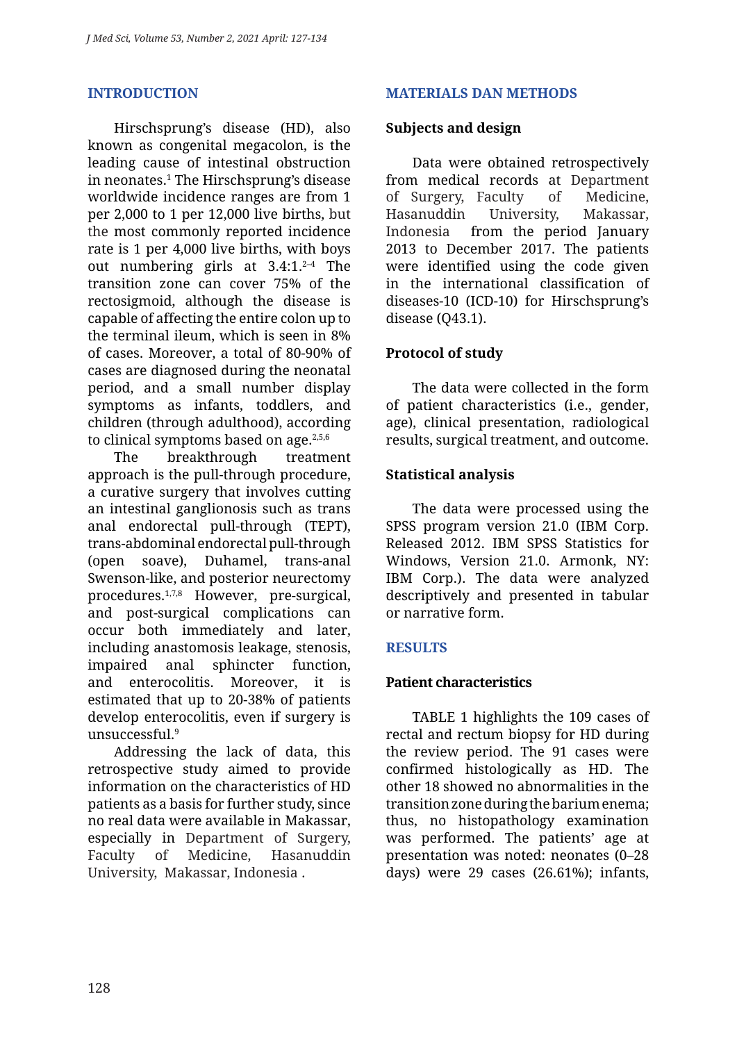## INTRODUCTION

Hirschsprung's disease (HD), also known as congenital megacolon, is the leading cause of intestinal obstruction in neonates.[1] The Hirschsprung's disease worldwide incidence ranges are from 1 per 2,000 to 1 per 12,000 live births, but the most commonly reported incidence rate is 1 per 4,000 live births, with boys out numbering girls at 3.4:1.[2–4] The transition zone can cover 75% of the rectosigmoid, although the disease is capable of affecting the entire colon up to the terminal ileum, which is seen in 8% of cases. Moreover, a total of 80-90% of cases are diagnosed during the neonatal period, and a small number display symptoms as infants, toddlers, and children (through adulthood), according to clinical symptoms based on age.[2,5,6]

The breakthrough treatment approach is the pull-through procedure, a curative surgery that involves cutting an intestinal ganglionosis such as trans anal endorectal pull-through (TEPT), trans-abdominal endorectal pull-through (open soave), Duhamel, trans-anal Swenson-like, and posterior neurectomy procedures.[1,7,8] However, pre-surgical, and post-surgical complications can occur both immediately and later, including anastomosis leakage, stenosis, impaired anal sphincter function, and enterocolitis. Moreover, it is estimated that up to 20-38% of patients develop enterocolitis, even if surgery is unsuccessful.[9]

Addressing the lack of data, this retrospective study aimed to provide information on the characteristics of HD patients as a basis for further study, since no real data were available in Makassar, especially in Department of Surgery, Faculty of Medicine, Hasanuddin University, Makassar, Indonesia .

## MATERIALS DAN METHODS

### Subjects and design

Data were obtained retrospectively from medical records at Department of Surgery, Faculty of Medicine, Hasanuddin University, Makassar, Indonesia from the period January 2013 to December 2017. The patients were identified using the code given in the international classification of diseases-10 (ICD-10) for Hirschsprung's disease (Q43.1).

### Protocol of study

The data were collected in the form of patient characteristics (i.e., gender, age), clinical presentation, radiological results, surgical treatment, and outcome.

### Statistical analysis

The data were processed using the SPSS program version 21.0 (IBM Corp. Released 2012. IBM SPSS Statistics for Windows, Version 21.0. Armonk, NY: IBM Corp.). The data were analyzed descriptively and presented in tabular or narrative form.

## RESULTS

### Patient characteristics

TABLE 1 highlights the 109 cases of rectal and rectum biopsy for HD during the review period. The 91 cases were confirmed histologically as HD. The other 18 showed no abnormalities in the transition zone during the barium enema; thus, no histopathology examination was performed. The patients' age at presentation was noted: neonates (0–28 days) were 29 cases (26.61%); infants,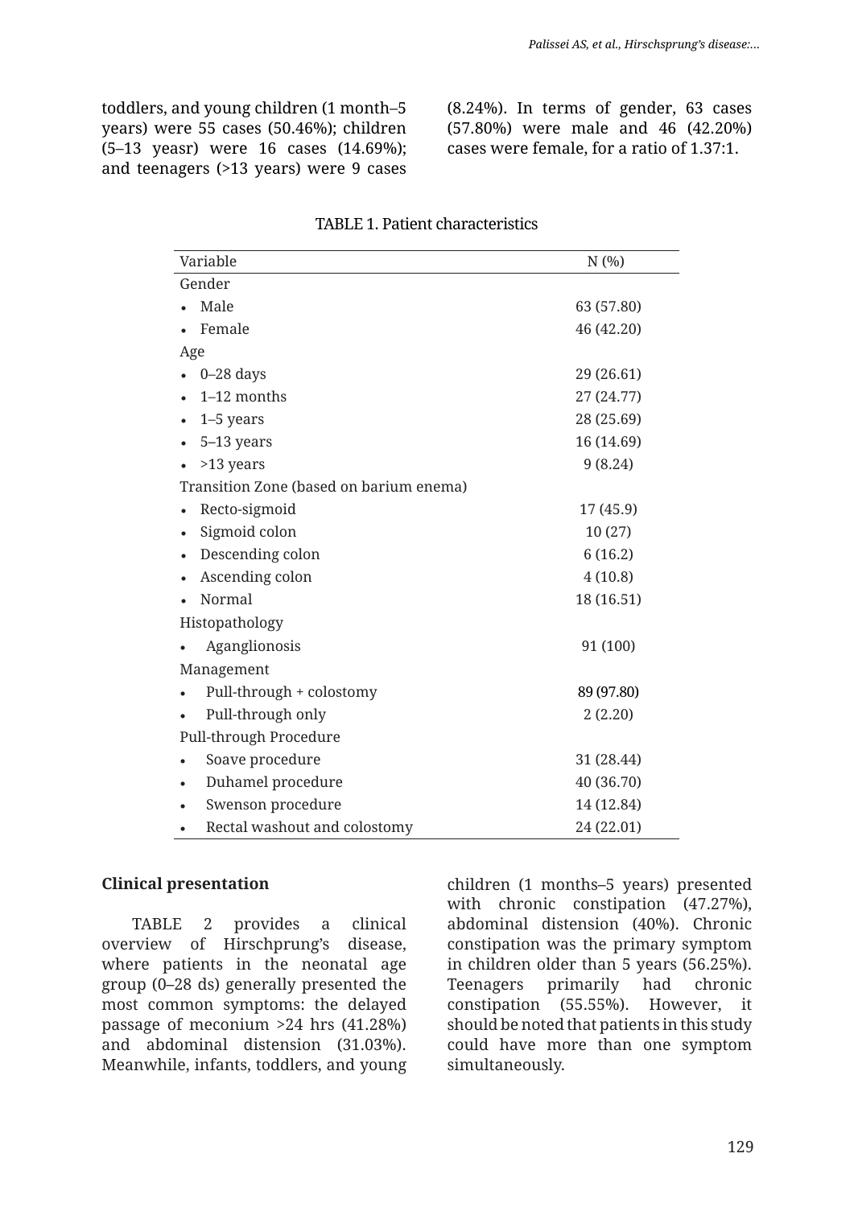toddlers, and young children (1 month–5 years) were 55 cases (50.46%); children (5–13 yeasr) were 16 cases (14.69%); and teenagers (>13 years) were 9 cases (8.24%). In terms of gender, 63 cases (57.80%) were male and 46 (42.20%) cases were female, for a ratio of 1.37:1.

TABLE 1. Patient characteristics

| Variable | N (%) |
|---|---|
| Gender | |
| • Male | 63 (57.80) |
| • Female | 46 (42.20) |
| Age | |
| • 0–28 days | 29 (26.61) |
| • 1–12 months | 27 (24.77) |
| • 1–5 years | 28 (25.69) |
| • 5–13 years | 16 (14.69) |
| • >13 years | 9 (8.24) |
| Transition Zone (based on barium enema) | |
| • Recto-sigmoid | 17 (45.9) |
| • Sigmoid colon | 10 (27) |
| • Descending colon | 6 (16.2) |
| • Ascending colon | 4 (10.8) |
| • Normal | 18 (16.51) |
| Histopathology | |
| • Aganglionosis | 91 (100) |
| Management | |
| • Pull-through + colostomy | 89 (97.80) |
| • Pull-through only | 2 (2.20) |
| Pull-through Procedure | |
| • Soave procedure | 31 (28.44) |
| • Duhamel procedure | 40 (36.70) |
| • Swenson procedure | 14 (12.84) |
| • Rectal washout and colostomy | 24 (22.01) |

**Clinical presentation**

TABLE 2 provides a clinical overview of Hirschprung's disease, where patients in the neonatal age group (0–28 ds) generally presented the most common symptoms: the delayed passage of meconium >24 hrs (41.28%) and abdominal distension (31.03%). Meanwhile, infants, toddlers, and young children (1 months–5 years) presented with chronic constipation (47.27%), abdominal distension (40%). Chronic constipation was the primary symptom in children older than 5 years (56.25%). Teenagers primarily had chronic constipation (55.55%). However, it should be noted that patients in this study could have more than one symptom simultaneously.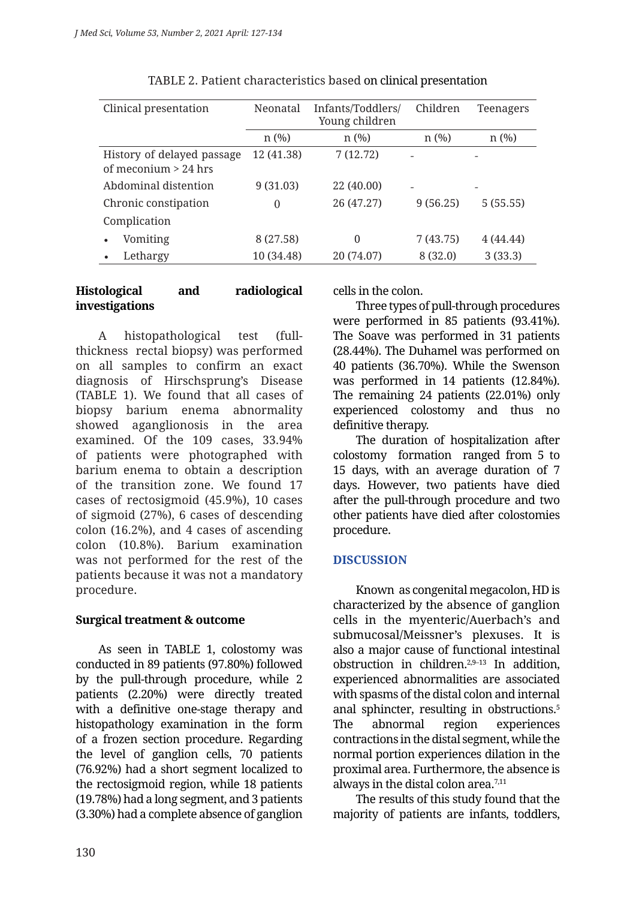TABLE 2. Patient characteristics based on clinical presentation

| Clinical presentation | Neonatal | Infants/Toddlers/ Young children | Children | Teenagers |
|---|---|---|---|---|
| | n (%) | n (%) | n (%) | n (%) |
| History of delayed passage of meconium > 24 hrs | 12 (41.38) | 7 (12.72) | - | - |
| Abdominal distention | 9 (31.03) | 22 (40.00) | - | - |
| Chronic constipation | 0 | 26 (47.27) | 9 (56.25) | 5 (55.55) |
| Complication | | | | |
| • Vomiting | 8 (27.58) | 0 | 7 (43.75) | 4 (44.44) |
| • Lethargy | 10 (34.48) | 20 (74.07) | 8 (32.0) | 3 (33.3) |

**Histological and radiological investigations**

A histopathological test (full-thickness rectal biopsy) was performed on all samples to confirm an exact diagnosis of Hirschsprung's Disease (TABLE 1). We found that all cases of biopsy barium enema abnormality showed aganglionosis in the area examined. Of the 109 cases, 33.94% of patients were photographed with barium enema to obtain a description of the transition zone. We found 17 cases of rectosigmoid (45.9%), 10 cases of sigmoid (27%), 6 cases of descending colon (16.2%), and 4 cases of ascending colon (10.8%). Barium examination was not performed for the rest of the patients because it was not a mandatory procedure.

**Surgical treatment & outcome**

As seen in TABLE 1, colostomy was conducted in 89 patients (97.80%) followed by the pull-through procedure, while 2 patients (2.20%) were directly treated with a definitive one-stage therapy and histopathology examination in the form of a frozen section procedure. Regarding the level of ganglion cells, 70 patients (76.92%) had a short segment localized to the rectosigmoid region, while 18 patients (19.78%) had a long segment, and 3 patients (3.30%) had a complete absence of ganglion cells in the colon.

Three types of pull-through procedures were performed in 85 patients (93.41%). The Soave was performed in 31 patients (28.44%). The Duhamel was performed on 40 patients (36.70%). While the Swenson was performed in 14 patients (12.84%). The remaining 24 patients (22.01%) only experienced colostomy and thus no definitive therapy.

The duration of hospitalization after colostomy formation ranged from 5 to 15 days, with an average duration of 7 days. However, two patients have died after the pull-through procedure and two other patients have died after colostomies procedure.

## DISCUSSION

Known as congenital megacolon, HD is characterized by the absence of ganglion cells in the myenteric/Auerbach's and submucosal/Meissner's plexuses. It is also a major cause of functional intestinal obstruction in children.[2,9–13] In addition, experienced abnormalities are associated with spasms of the distal colon and internal anal sphincter, resulting in obstructions.[5] The abnormal region experiences contractions in the distal segment, while the normal portion experiences dilation in the proximal area. Furthermore, the absence is always in the distal colon area.[7,11]

The results of this study found that the majority of patients are infants, toddlers,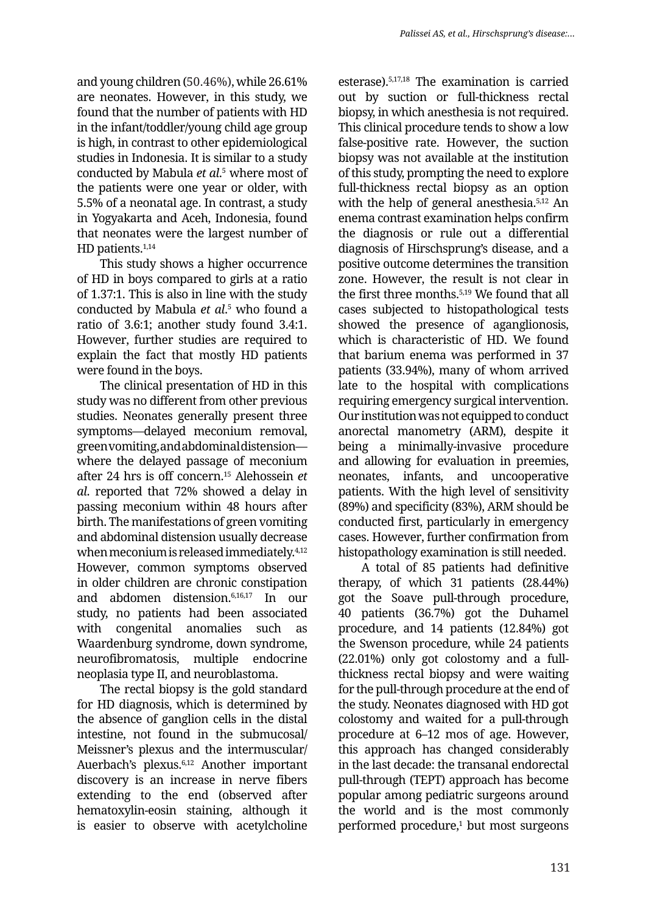and young children (50.46%), while 26.61% are neonates. However, in this study, we found that the number of patients with HD in the infant/toddler/young child age group is high, in contrast to other epidemiological studies in Indonesia. It is similar to a study conducted by Mabula *et al.*[5] where most of the patients were one year or older, with 5.5% of a neonatal age. In contrast, a study in Yogyakarta and Aceh, Indonesia, found that neonates were the largest number of HD patients.[1,14]

This study shows a higher occurrence of HD in boys compared to girls at a ratio of 1.37:1. This is also in line with the study conducted by Mabula *et al.*[5] who found a ratio of 3.6:1; another study found 3.4:1. However, further studies are required to explain the fact that mostly HD patients were found in the boys.

The clinical presentation of HD in this study was no different from other previous studies. Neonates generally present three symptoms—delayed meconium removal, green vomiting, and abdominal distension—where the delayed passage of meconium after 24 hrs is off concern.[15] Alehossein *et al*. reported that 72% showed a delay in passing meconium within 48 hours after birth. The manifestations of green vomiting and abdominal distension usually decrease when meconium is released immediately.[4,12] However, common symptoms observed in older children are chronic constipation and abdomen distension.[6,16,17] In our study, no patients had been associated with congenital anomalies such as Waardenburg syndrome, down syndrome, neurofibromatosis, multiple endocrine neoplasia type II, and neuroblastoma.

The rectal biopsy is the gold standard for HD diagnosis, which is determined by the absence of ganglion cells in the distal intestine, not found in the submucosal/ Meissner's plexus and the intermuscular/ Auerbach's plexus.[6,12] Another important discovery is an increase in nerve fibers extending to the end (observed after hematoxylin-eosin staining, although it is easier to observe with acetylcholine esterase).[5,17,18] The examination is carried out by suction or full-thickness rectal biopsy, in which anesthesia is not required. This clinical procedure tends to show a low false-positive rate. However, the suction biopsy was not available at the institution of this study, prompting the need to explore full-thickness rectal biopsy as an option with the help of general anesthesia.[5,12] An enema contrast examination helps confirm the diagnosis or rule out a differential diagnosis of Hirschsprung's disease, and a positive outcome determines the transition zone. However, the result is not clear in the first three months.[5,19] We found that all cases subjected to histopathological tests showed the presence of aganglionosis, which is characteristic of HD. We found that barium enema was performed in 37 patients (33.94%), many of whom arrived late to the hospital with complications requiring emergency surgical intervention. Our institution was not equipped to conduct anorectal manometry (ARM), despite it being a minimally-invasive procedure and allowing for evaluation in preemies, neonates, infants, and uncooperative patients. With the high level of sensitivity (89%) and specificity (83%), ARM should be conducted first, particularly in emergency cases. However, further confirmation from histopathology examination is still needed.

A total of 85 patients had definitive therapy, of which 31 patients (28.44%) got the Soave pull-through procedure, 40 patients (36.7%) got the Duhamel procedure, and 14 patients (12.84%) got the Swenson procedure, while 24 patients (22.01%) only got colostomy and a full-thickness rectal biopsy and were waiting for the pull-through procedure at the end of the study. Neonates diagnosed with HD got colostomy and waited for a pull-through procedure at 6–12 mos of age. However, this approach has changed considerably in the last decade: the transanal endorectal pull-through (TEPT) approach has become popular among pediatric surgeons around the world and is the most commonly performed procedure,[1] but most surgeons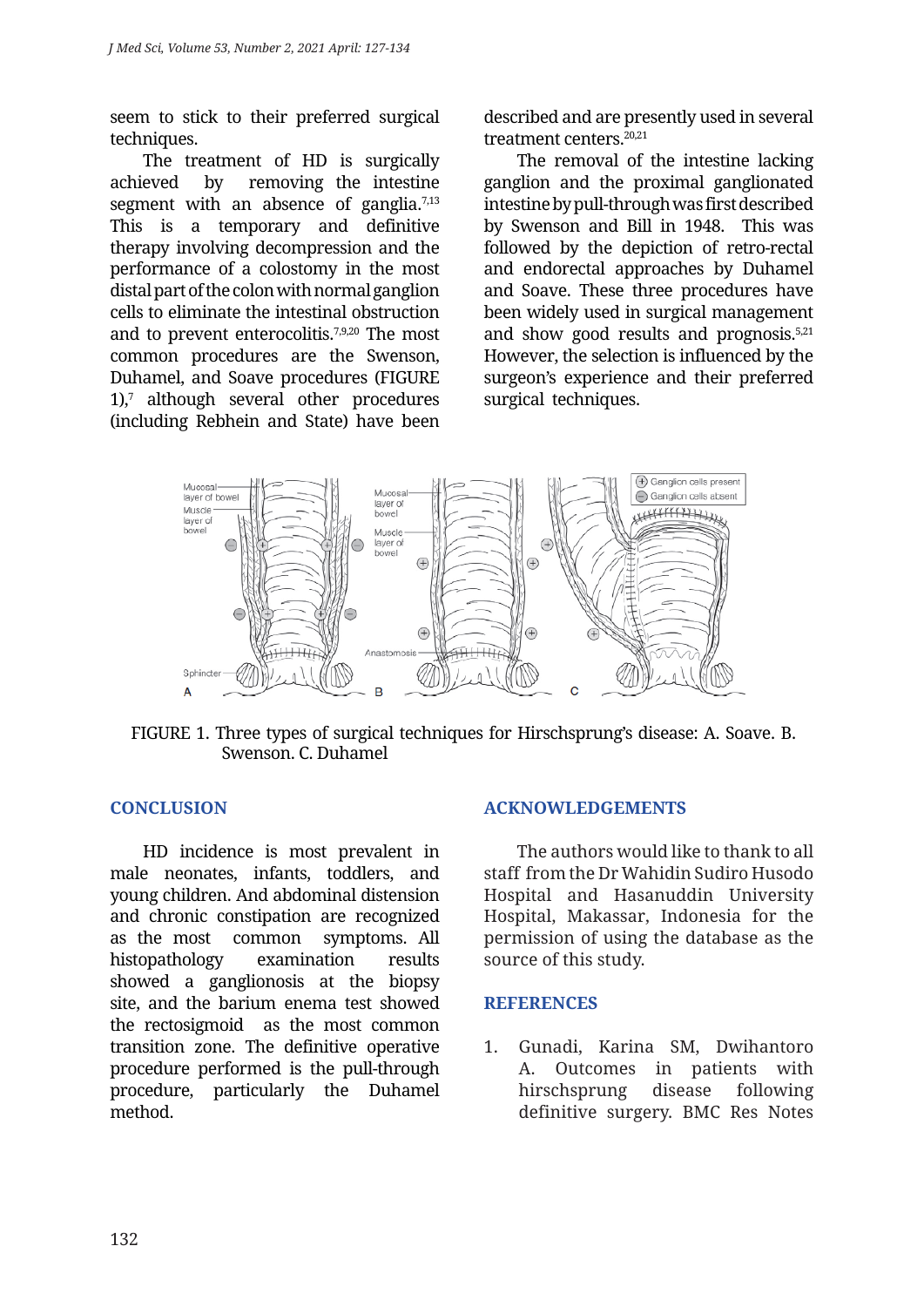seem to stick to their preferred surgical techniques.

The treatment of HD is surgically achieved by removing the intestine segment with an absence of ganglia.[7,13] This is a temporary and definitive therapy involving decompression and the performance of a colostomy in the most distal part of the colon with normal ganglion cells to eliminate the intestinal obstruction and to prevent enterocolitis.[7,9,20] The most common procedures are the Swenson, Duhamel, and Soave procedures (FIGURE 1),[7] although several other procedures (including Rebhein and State) have been described and are presently used in several treatment centers.[20,21]

The removal of the intestine lacking ganglion and the proximal ganglionated intestine by pull-through was first described by Swenson and Bill in 1948. This was followed by the depiction of retro-rectal and endorectal approaches by Duhamel and Soave. These three procedures have been widely used in surgical management and show good results and prognosis.[5,21] However, the selection is influenced by the surgeon's experience and their preferred surgical techniques.

FIGURE 1. Three types of surgical techniques for Hirschsprung's disease: A. Soave. B. Swenson. C. Duhamel

## CONCLUSION

HD incidence is most prevalent in male neonates, infants, toddlers, and young children. And abdominal distension and chronic constipation are recognized as the most common symptoms. All histopathology examination results showed a ganglionosis at the biopsy site, and the barium enema test showed the rectosigmoid as the most common transition zone. The definitive operative procedure performed is the pull-through procedure, particularly the Duhamel method.

## ACKNOWLEDGEMENTS

The authors would like to thank to all staff from the Dr Wahidin Sudiro Husodo Hospital and Hasanuddin University Hospital, Makassar, Indonesia for the permission of using the database as the source of this study.

## REFERENCES

1. Gunadi, Karina SM, Dwihantoro A. Outcomes in patients with hirschsprung disease following definitive surgery. BMC Res Notes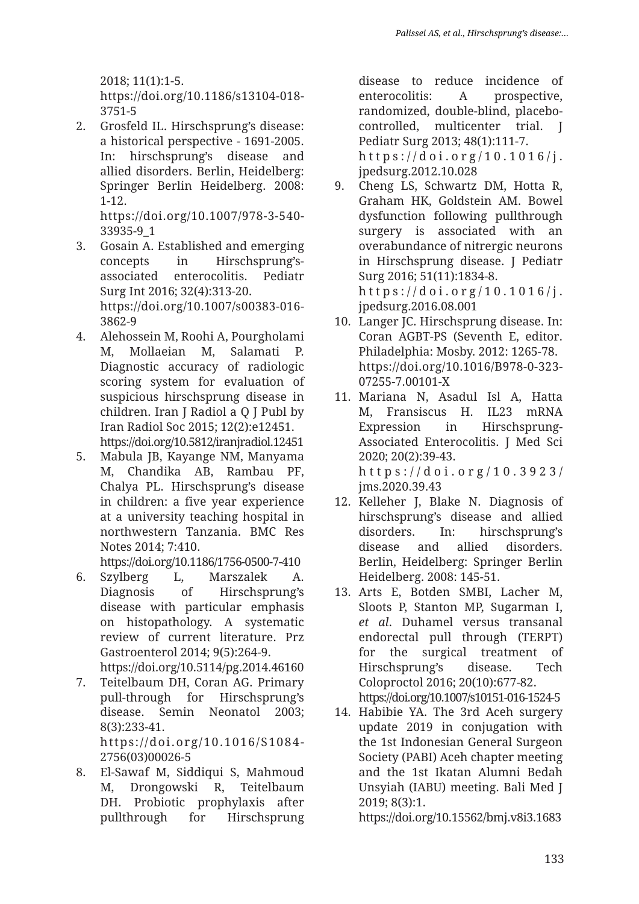2018; 11(1):1-5. https://doi.org/10.1186/s13104-018-3751-5

2. Grosfeld IL. Hirschsprung's disease: a historical perspective - 1691-2005. In: hirschsprung's disease and allied disorders. Berlin, Heidelberg: Springer Berlin Heidelberg. 2008: 1-12. https://doi.org/10.1007/978-3-540-33935-9_1
3. Gosain A. Established and emerging concepts in Hirschsprung's-associated enterocolitis. Pediatr Surg Int 2016; 32(4):313-20. https://doi.org/10.1007/s00383-016-3862-9
4. Alehossein M, Roohi A, Pourgholami M, Mollaeian M, Salamati P. Diagnostic accuracy of radiologic scoring system for evaluation of suspicious hirschsprung disease in children. Iran J Radiol a Q J Publ by Iran Radiol Soc 2015; 12(2):e12451. https://doi.org/10.5812/iranjradiol.12451
5. Mabula JB, Kayange NM, Manyama M, Chandika AB, Rambau PF, Chalya PL. Hirschsprung's disease in children: a five year experience at a university teaching hospital in northwestern Tanzania. BMC Res Notes 2014; 7:410. https://doi.org/10.1186/1756-0500-7-410
6. Szylberg L, Marszalek A. Diagnosis of Hirschsprung's disease with particular emphasis on histopathology. A systematic review of current literature. Prz Gastroenterol 2014; 9(5):264-9. https://doi.org/10.5114/pg.2014.46160
7. Teitelbaum DH, Coran AG. Primary pull-through for Hirschsprung's disease. Semin Neonatol 2003; 8(3):233-41. https://doi.org/10.1016/S1084-2756(03)00026-5
8. El-Sawaf M, Siddiqui S, Mahmoud M, Drongowski R, Teitelbaum DH. Probiotic prophylaxis after pullthrough for Hirschsprung disease to reduce incidence of enterocolitis: A prospective, randomized, double-blind, placebo-controlled, multicenter trial. J Pediatr Surg 2013; 48(1):111-7. https://doi.org/10.1016/j.jpedsurg.2012.10.028
9. Cheng LS, Schwartz DM, Hotta R, Graham HK, Goldstein AM. Bowel dysfunction following pullthrough surgery is associated with an overabundance of nitrergic neurons in Hirschsprung disease. J Pediatr Surg 2016; 51(11):1834-8. https://doi.org/10.1016/j.jpedsurg.2016.08.001
10. Langer JC. Hirschsprung disease. In: Coran AGBT-PS (Seventh E, editor. Philadelphia: Mosby. 2012: 1265-78. https://doi.org/10.1016/B978-0-323-07255-7.00101-X
11. Mariana N, Asadul Isl A, Hatta M, Fransiscus H. IL23 mRNA Expression in Hirschsprung-Associated Enterocolitis. J Med Sci 2020; 20(2):39-43. https://doi.org/10.3923/jms.2020.39.43
12. Kelleher J, Blake N. Diagnosis of hirschsprung's disease and allied disorders. In: hirschsprung's disease and allied disorders. Berlin, Heidelberg: Springer Berlin Heidelberg. 2008: 145-51.
13. Arts E, Botden SMBI, Lacher M, Sloots P, Stanton MP, Sugarman I, *et al*. Duhamel versus transanal endorectal pull through (TERPT) for the surgical treatment of Hirschsprung's disease. Tech Coloproctol 2016; 20(10):677-82. https://doi.org/10.1007/s10151-016-1524-5
14. Habibie YA. The 3rd Aceh surgery update 2019 in conjugation with the 1st Indonesian General Surgeon Society (PABI) Aceh chapter meeting and the 1st Ikatan Alumni Bedah Unsyiah (IABU) meeting. Bali Med J 2019; 8(3):1. https://doi.org/10.15562/bmj.v8i3.1683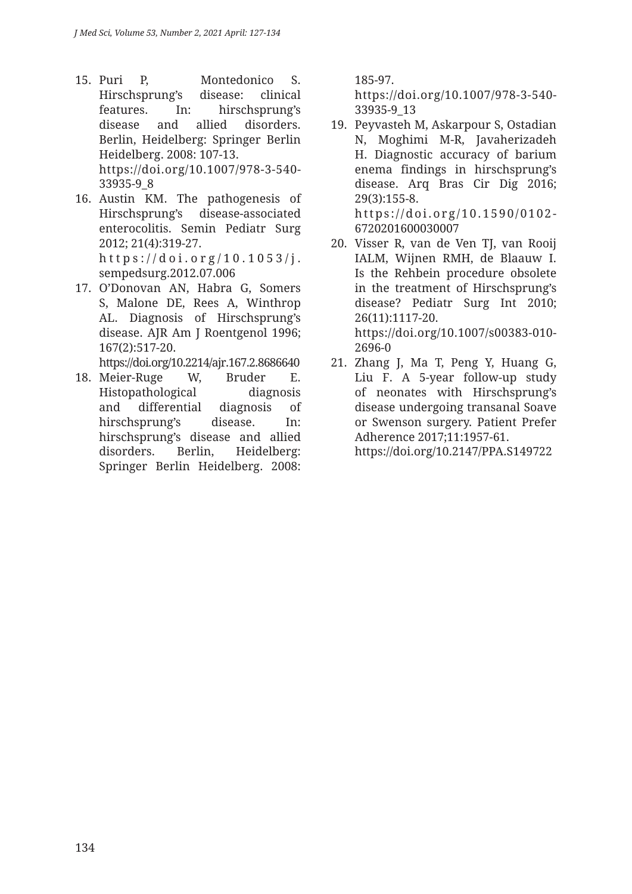15. Puri P, Montedonico S. Hirschsprung's disease: clinical features. In: hirschsprung's disease and allied disorders. Berlin, Heidelberg: Springer Berlin Heidelberg. 2008: 107-13. https://doi.org/10.1007/978-3-540-33935-9_8
16. Austin KM. The pathogenesis of Hirschsprung's disease-associated enterocolitis. Semin Pediatr Surg 2012; 21(4):319-27. https://doi.org/10.1053/j.sempedsurg.2012.07.006
17. O'Donovan AN, Habra G, Somers S, Malone DE, Rees A, Winthrop AL. Diagnosis of Hirschsprung's disease. AJR Am J Roentgenol 1996; 167(2):517-20. https://doi.org/10.2214/ajr.167.2.8686640
18. Meier-Ruge W, Bruder E. Histopathological diagnosis and differential diagnosis of hirschsprung's disease. In: hirschsprung's disease and allied disorders. Berlin, Heidelberg: Springer Berlin Heidelberg. 2008: 185-97. https://doi.org/10.1007/978-3-540-33935-9_13
19. Peyvasteh M, Askarpour S, Ostadian N, Moghimi M-R, Javaherizadeh H. Diagnostic accuracy of barium enema findings in hirschsprung's disease. Arq Bras Cir Dig 2016; 29(3):155-8. https://doi.org/10.1590/0102-6720201600030007
20. Visser R, van de Ven TJ, van Rooij IALM, Wijnen RMH, de Blaauw I. Is the Rehbein procedure obsolete in the treatment of Hirschsprung's disease? Pediatr Surg Int 2010; 26(11):1117-20. https://doi.org/10.1007/s00383-010-2696-0
21. Zhang J, Ma T, Peng Y, Huang G, Liu F. A 5-year follow-up study of neonates with Hirschsprung's disease undergoing transanal Soave or Swenson surgery. Patient Prefer Adherence 2017;11:1957-61. https://doi.org/10.2147/PPA.S149722